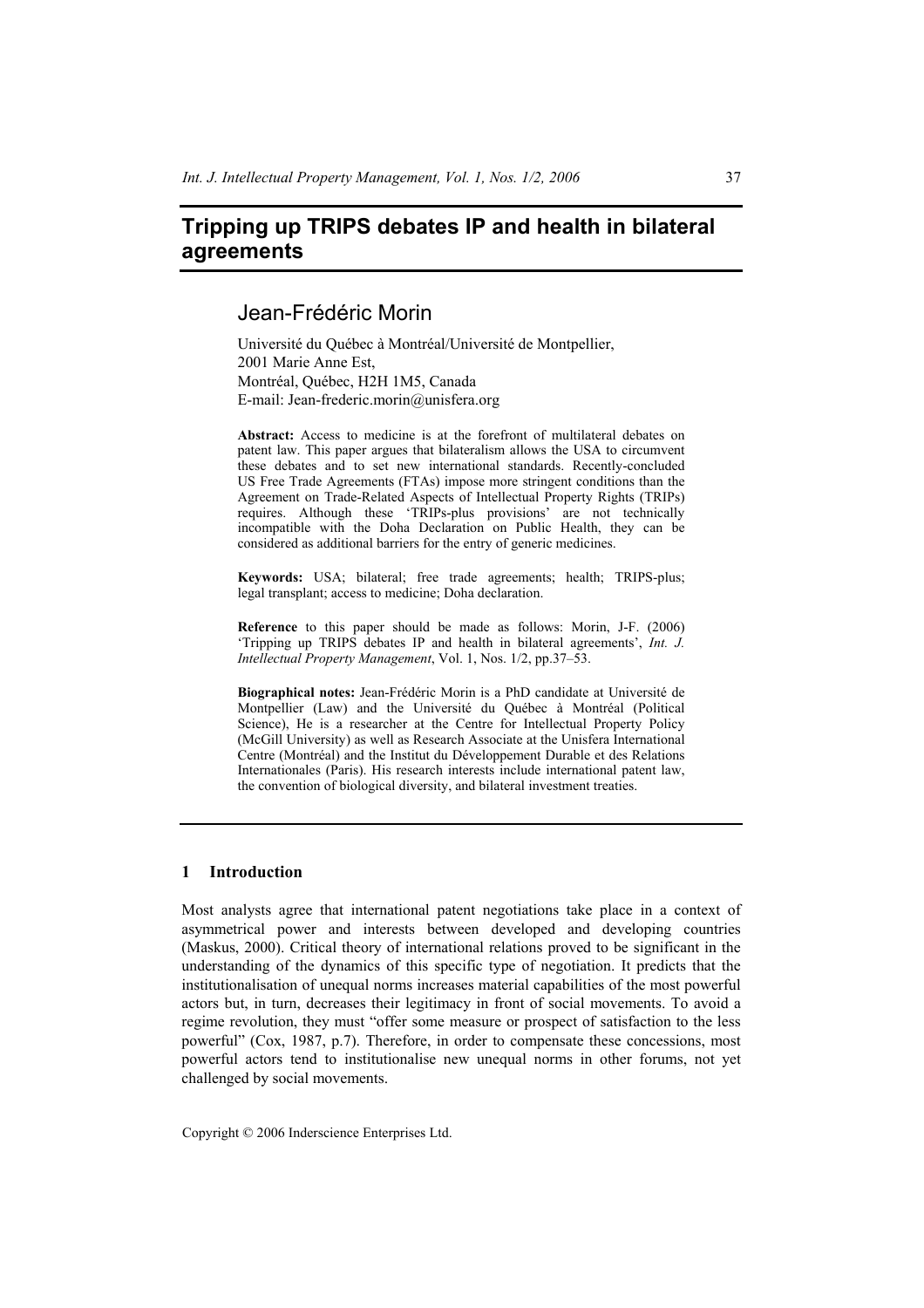# Tripping up TRIPS debates IP and health in bilateral agreements

## Jean-Frédéric Morin

Université du Québec à Montréal/Université de Montpellier,
2001 Marie Anne Est,
Montréal, Québec, H2H 1M5, Canada
E-mail: Jean-frederic.morin@unisfera.org

**Abstract:** Access to medicine is at the forefront of multilateral debates on patent law. This paper argues that bilateralism allows the USA to circumvent these debates and to set new international standards. Recently-concluded US Free Trade Agreements (FTAs) impose more stringent conditions than the Agreement on Trade-Related Aspects of Intellectual Property Rights (TRIPs) requires. Although these 'TRIPs-plus provisions' are not technically incompatible with the Doha Declaration on Public Health, they can be considered as additional barriers for the entry of generic medicines.

**Keywords:** USA; bilateral; free trade agreements; health; TRIPS-plus; legal transplant; access to medicine; Doha declaration.

**Reference** to this paper should be made as follows: Morin, J-F. (2006) 'Tripping up TRIPS debates IP and health in bilateral agreements', *Int. J. Intellectual Property Management*, Vol. 1, Nos. 1/2, pp.37–53.

**Biographical notes:** Jean-Frédéric Morin is a PhD candidate at Université de Montpellier (Law) and the Université du Québec à Montréal (Political Science), He is a researcher at the Centre for Intellectual Property Policy (McGill University) as well as Research Associate at the Unisfera International Centre (Montréal) and the Institut du Développement Durable et des Relations Internationales (Paris). His research interests include international patent law, the convention of biological diversity, and bilateral investment treaties.

## 1 Introduction

Most analysts agree that international patent negotiations take place in a context of asymmetrical power and interests between developed and developing countries (Maskus, 2000). Critical theory of international relations proved to be significant in the understanding of the dynamics of this specific type of negotiation. It predicts that the institutionalisation of unequal norms increases material capabilities of the most powerful actors but, in turn, decreases their legitimacy in front of social movements. To avoid a regime revolution, they must "offer some measure or prospect of satisfaction to the less powerful" (Cox, 1987, p.7). Therefore, in order to compensate these concessions, most powerful actors tend to institutionalise new unequal norms in other forums, not yet challenged by social movements.

Copyright © 2006 Inderscience Enterprises Ltd.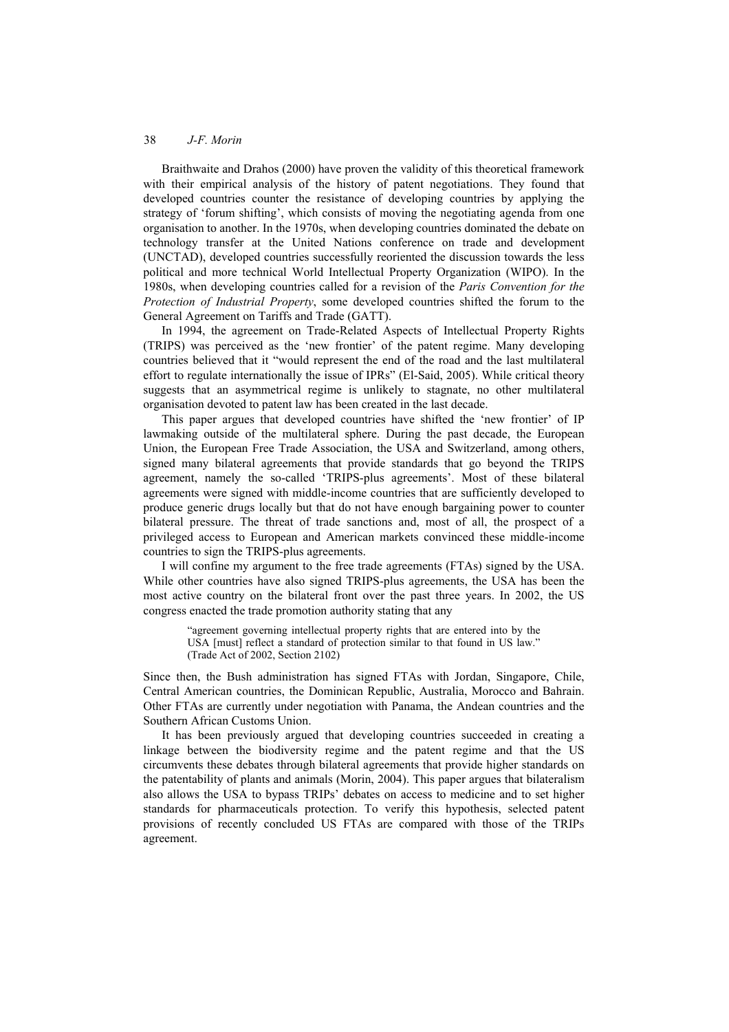Braithwaite and Drahos (2000) have proven the validity of this theoretical framework with their empirical analysis of the history of patent negotiations. They found that developed countries counter the resistance of developing countries by applying the strategy of 'forum shifting', which consists of moving the negotiating agenda from one organisation to another. In the 1970s, when developing countries dominated the debate on technology transfer at the United Nations conference on trade and development (UNCTAD), developed countries successfully reoriented the discussion towards the less political and more technical World Intellectual Property Organization (WIPO). In the 1980s, when developing countries called for a revision of the *Paris Convention for the Protection of Industrial Property*, some developed countries shifted the forum to the General Agreement on Tariffs and Trade (GATT).

In 1994, the agreement on Trade-Related Aspects of Intellectual Property Rights (TRIPS) was perceived as the 'new frontier' of the patent regime. Many developing countries believed that it "would represent the end of the road and the last multilateral effort to regulate internationally the issue of IPRs" (El-Said, 2005). While critical theory suggests that an asymmetrical regime is unlikely to stagnate, no other multilateral organisation devoted to patent law has been created in the last decade.

This paper argues that developed countries have shifted the 'new frontier' of IP lawmaking outside of the multilateral sphere. During the past decade, the European Union, the European Free Trade Association, the USA and Switzerland, among others, signed many bilateral agreements that provide standards that go beyond the TRIPS agreement, namely the so-called 'TRIPS-plus agreements'. Most of these bilateral agreements were signed with middle-income countries that are sufficiently developed to produce generic drugs locally but that do not have enough bargaining power to counter bilateral pressure. The threat of trade sanctions and, most of all, the prospect of a privileged access to European and American markets convinced these middle-income countries to sign the TRIPS-plus agreements.

I will confine my argument to the free trade agreements (FTAs) signed by the USA. While other countries have also signed TRIPS-plus agreements, the USA has been the most active country on the bilateral front over the past three years. In 2002, the US congress enacted the trade promotion authority stating that any

> "agreement governing intellectual property rights that are entered into by the USA [must] reflect a standard of protection similar to that found in US law." (Trade Act of 2002, Section 2102)

Since then, the Bush administration has signed FTAs with Jordan, Singapore, Chile, Central American countries, the Dominican Republic, Australia, Morocco and Bahrain. Other FTAs are currently under negotiation with Panama, the Andean countries and the Southern African Customs Union.

It has been previously argued that developing countries succeeded in creating a linkage between the biodiversity regime and the patent regime and that the US circumvents these debates through bilateral agreements that provide higher standards on the patentability of plants and animals (Morin, 2004). This paper argues that bilateralism also allows the USA to bypass TRIPs' debates on access to medicine and to set higher standards for pharmaceuticals protection. To verify this hypothesis, selected patent provisions of recently concluded US FTAs are compared with those of the TRIPs agreement.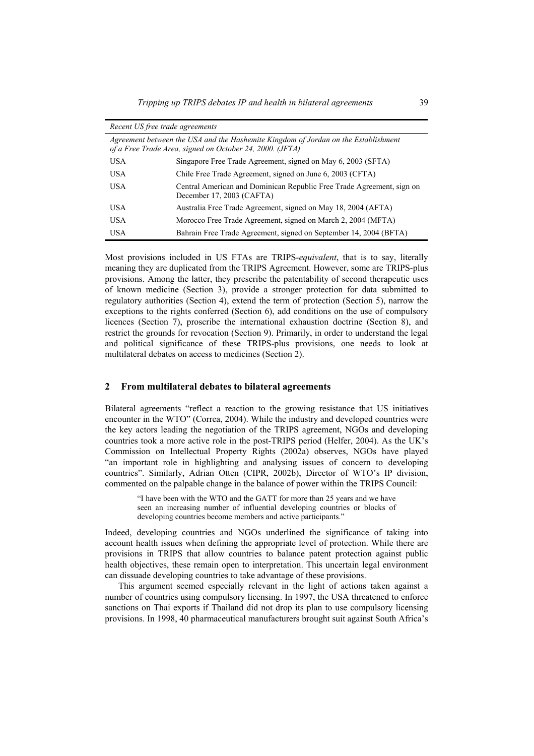| *Recent US free trade agreements* | |
|---|---|
| *Agreement between the USA and the Hashemite Kingdom of Jordan on the Establishment of a Free Trade Area, signed on October 24, 2000. (JFTA)* | |
| USA | Singapore Free Trade Agreement, signed on May 6, 2003 (SFTA) |
| USA | Chile Free Trade Agreement, signed on June 6, 2003 (CFTA) |
| USA | Central American and Dominican Republic Free Trade Agreement, sign on December 17, 2003 (CAFTA) |
| USA | Australia Free Trade Agreement, signed on May 18, 2004 (AFTA) |
| USA | Morocco Free Trade Agreement, signed on March 2, 2004 (MFTA) |
| USA | Bahrain Free Trade Agreement, signed on September 14, 2004 (BFTA) |

Most provisions included in US FTAs are TRIPS-*equivalent*, that is to say, literally meaning they are duplicated from the TRIPS Agreement. However, some are TRIPS-plus provisions. Among the latter, they prescribe the patentability of second therapeutic uses of known medicine (Section 3), provide a stronger protection for data submitted to regulatory authorities (Section 4), extend the term of protection (Section 5), narrow the exceptions to the rights conferred (Section 6), add conditions on the use of compulsory licences (Section 7), proscribe the international exhaustion doctrine (Section 8), and restrict the grounds for revocation (Section 9). Primarily, in order to understand the legal and political significance of these TRIPS-plus provisions, one needs to look at multilateral debates on access to medicines (Section 2).

## 2 From multilateral debates to bilateral agreements

Bilateral agreements "reflect a reaction to the growing resistance that US initiatives encounter in the WTO" (Correa, 2004). While the industry and developed countries were the key actors leading the negotiation of the TRIPS agreement, NGOs and developing countries took a more active role in the post-TRIPS period (Helfer, 2004). As the UK's Commission on Intellectual Property Rights (2002a) observes, NGOs have played "an important role in highlighting and analysing issues of concern to developing countries". Similarly, Adrian Otten (CIPR, 2002b), Director of WTO's IP division, commented on the palpable change in the balance of power within the TRIPS Council:

> "I have been with the WTO and the GATT for more than 25 years and we have seen an increasing number of influential developing countries or blocks of developing countries become members and active participants."

Indeed, developing countries and NGOs underlined the significance of taking into account health issues when defining the appropriate level of protection. While there are provisions in TRIPS that allow countries to balance patent protection against public health objectives, these remain open to interpretation. This uncertain legal environment can dissuade developing countries to take advantage of these provisions.

This argument seemed especially relevant in the light of actions taken against a number of countries using compulsory licensing. In 1997, the USA threatened to enforce sanctions on Thai exports if Thailand did not drop its plan to use compulsory licensing provisions. In 1998, 40 pharmaceutical manufacturers brought suit against South Africa's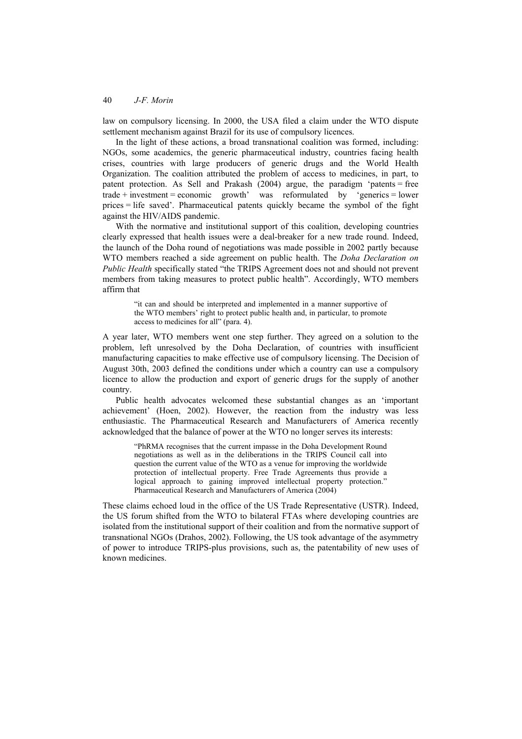law on compulsory licensing. In 2000, the USA filed a claim under the WTO dispute settlement mechanism against Brazil for its use of compulsory licences.

In the light of these actions, a broad transnational coalition was formed, including: NGOs, some academics, the generic pharmaceutical industry, countries facing health crises, countries with large producers of generic drugs and the World Health Organization. The coalition attributed the problem of access to medicines, in part, to patent protection. As Sell and Prakash (2004) argue, the paradigm 'patents = free trade + investment = economic growth' was reformulated by 'generics = lower prices = life saved'. Pharmaceutical patents quickly became the symbol of the fight against the HIV/AIDS pandemic.

With the normative and institutional support of this coalition, developing countries clearly expressed that health issues were a deal-breaker for a new trade round. Indeed, the launch of the Doha round of negotiations was made possible in 2002 partly because WTO members reached a side agreement on public health. The *Doha Declaration on Public Health* specifically stated "the TRIPS Agreement does not and should not prevent members from taking measures to protect public health". Accordingly, WTO members affirm that

> "it can and should be interpreted and implemented in a manner supportive of the WTO members' right to protect public health and, in particular, to promote access to medicines for all" (para. 4).

A year later, WTO members went one step further. They agreed on a solution to the problem, left unresolved by the Doha Declaration, of countries with insufficient manufacturing capacities to make effective use of compulsory licensing. The Decision of August 30th, 2003 defined the conditions under which a country can use a compulsory licence to allow the production and export of generic drugs for the supply of another country.

Public health advocates welcomed these substantial changes as an 'important achievement' (Hoen, 2002). However, the reaction from the industry was less enthusiastic. The Pharmaceutical Research and Manufacturers of America recently acknowledged that the balance of power at the WTO no longer serves its interests:

> "PhRMA recognises that the current impasse in the Doha Development Round negotiations as well as in the deliberations in the TRIPS Council call into question the current value of the WTO as a venue for improving the worldwide protection of intellectual property. Free Trade Agreements thus provide a logical approach to gaining improved intellectual property protection." Pharmaceutical Research and Manufacturers of America (2004)

These claims echoed loud in the office of the US Trade Representative (USTR). Indeed, the US forum shifted from the WTO to bilateral FTAs where developing countries are isolated from the institutional support of their coalition and from the normative support of transnational NGOs (Drahos, 2002). Following, the US took advantage of the asymmetry of power to introduce TRIPS-plus provisions, such as, the patentability of new uses of known medicines.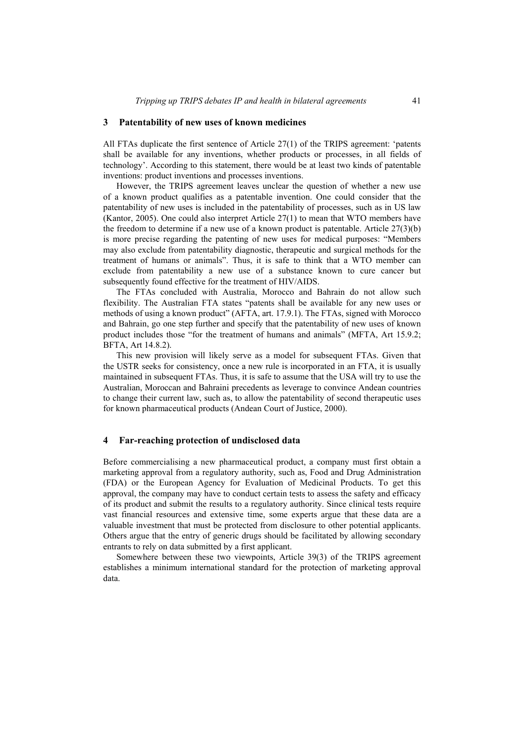## 3 Patentability of new uses of known medicines

All FTAs duplicate the first sentence of Article 27(1) of the TRIPS agreement: 'patents shall be available for any inventions, whether products or processes, in all fields of technology'. According to this statement, there would be at least two kinds of patentable inventions: product inventions and processes inventions.

However, the TRIPS agreement leaves unclear the question of whether a new use of a known product qualifies as a patentable invention. One could consider that the patentability of new uses is included in the patentability of processes, such as in US law (Kantor, 2005). One could also interpret Article 27(1) to mean that WTO members have the freedom to determine if a new use of a known product is patentable. Article 27(3)(b) is more precise regarding the patenting of new uses for medical purposes: "Members may also exclude from patentability diagnostic, therapeutic and surgical methods for the treatment of humans or animals". Thus, it is safe to think that a WTO member can exclude from patentability a new use of a substance known to cure cancer but subsequently found effective for the treatment of HIV/AIDS.

The FTAs concluded with Australia, Morocco and Bahrain do not allow such flexibility. The Australian FTA states "patents shall be available for any new uses or methods of using a known product" (AFTA, art. 17.9.1). The FTAs, signed with Morocco and Bahrain, go one step further and specify that the patentability of new uses of known product includes those "for the treatment of humans and animals" (MFTA, Art 15.9.2; BFTA, Art 14.8.2).

This new provision will likely serve as a model for subsequent FTAs. Given that the USTR seeks for consistency, once a new rule is incorporated in an FTA, it is usually maintained in subsequent FTAs. Thus, it is safe to assume that the USA will try to use the Australian, Moroccan and Bahraini precedents as leverage to convince Andean countries to change their current law, such as, to allow the patentability of second therapeutic uses for known pharmaceutical products (Andean Court of Justice, 2000).

## 4 Far-reaching protection of undisclosed data

Before commercialising a new pharmaceutical product, a company must first obtain a marketing approval from a regulatory authority, such as, Food and Drug Administration (FDA) or the European Agency for Evaluation of Medicinal Products. To get this approval, the company may have to conduct certain tests to assess the safety and efficacy of its product and submit the results to a regulatory authority. Since clinical tests require vast financial resources and extensive time, some experts argue that these data are a valuable investment that must be protected from disclosure to other potential applicants. Others argue that the entry of generic drugs should be facilitated by allowing secondary entrants to rely on data submitted by a first applicant.

Somewhere between these two viewpoints, Article 39(3) of the TRIPS agreement establishes a minimum international standard for the protection of marketing approval data.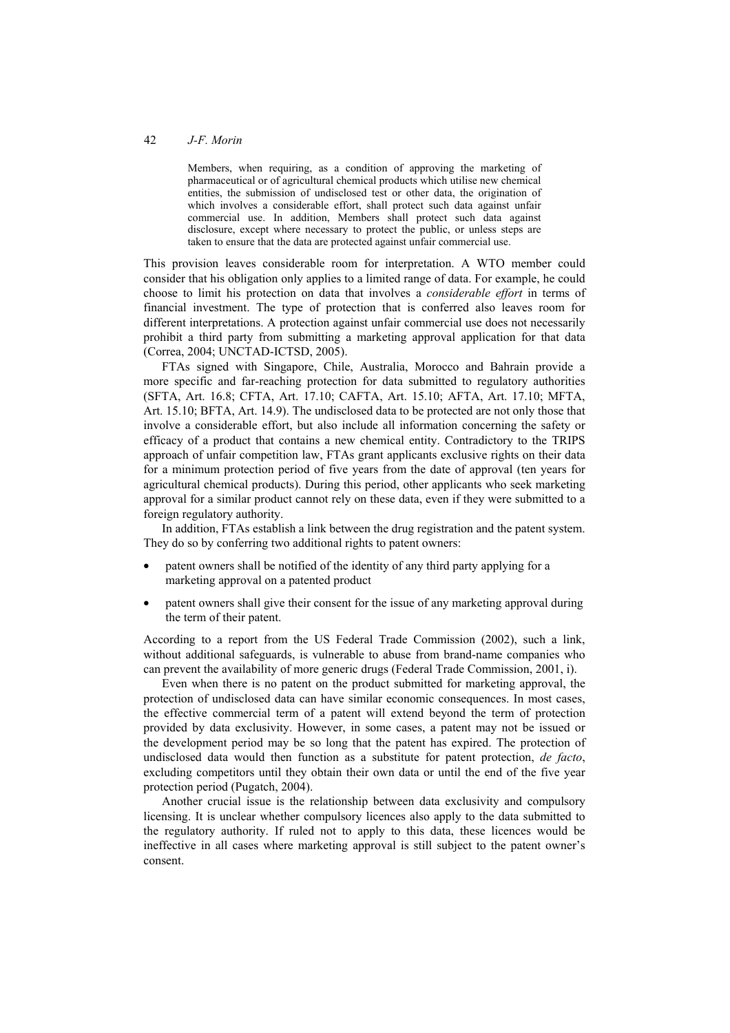> Members, when requiring, as a condition of approving the marketing of pharmaceutical or of agricultural chemical products which utilise new chemical entities, the submission of undisclosed test or other data, the origination of which involves a considerable effort, shall protect such data against unfair commercial use. In addition, Members shall protect such data against disclosure, except where necessary to protect the public, or unless steps are taken to ensure that the data are protected against unfair commercial use.

This provision leaves considerable room for interpretation. A WTO member could consider that his obligation only applies to a limited range of data. For example, he could choose to limit his protection on data that involves a *considerable effort* in terms of financial investment. The type of protection that is conferred also leaves room for different interpretations. A protection against unfair commercial use does not necessarily prohibit a third party from submitting a marketing approval application for that data (Correa, 2004; UNCTAD-ICTSD, 2005).

FTAs signed with Singapore, Chile, Australia, Morocco and Bahrain provide a more specific and far-reaching protection for data submitted to regulatory authorities (SFTA, Art. 16.8; CFTA, Art. 17.10; CAFTA, Art. 15.10; AFTA, Art. 17.10; MFTA, Art. 15.10; BFTA, Art. 14.9). The undisclosed data to be protected are not only those that involve a considerable effort, but also include all information concerning the safety or efficacy of a product that contains a new chemical entity. Contradictory to the TRIPS approach of unfair competition law, FTAs grant applicants exclusive rights on their data for a minimum protection period of five years from the date of approval (ten years for agricultural chemical products). During this period, other applicants who seek marketing approval for a similar product cannot rely on these data, even if they were submitted to a foreign regulatory authority.

In addition, FTAs establish a link between the drug registration and the patent system. They do so by conferring two additional rights to patent owners:

- patent owners shall be notified of the identity of any third party applying for a marketing approval on a patented product
- patent owners shall give their consent for the issue of any marketing approval during the term of their patent.

According to a report from the US Federal Trade Commission (2002), such a link, without additional safeguards, is vulnerable to abuse from brand-name companies who can prevent the availability of more generic drugs (Federal Trade Commission, 2001, i).

Even when there is no patent on the product submitted for marketing approval, the protection of undisclosed data can have similar economic consequences. In most cases, the effective commercial term of a patent will extend beyond the term of protection provided by data exclusivity. However, in some cases, a patent may not be issued or the development period may be so long that the patent has expired. The protection of undisclosed data would then function as a substitute for patent protection, *de facto*, excluding competitors until they obtain their own data or until the end of the five year protection period (Pugatch, 2004).

Another crucial issue is the relationship between data exclusivity and compulsory licensing. It is unclear whether compulsory licences also apply to the data submitted to the regulatory authority. If ruled not to apply to this data, these licences would be ineffective in all cases where marketing approval is still subject to the patent owner's consent.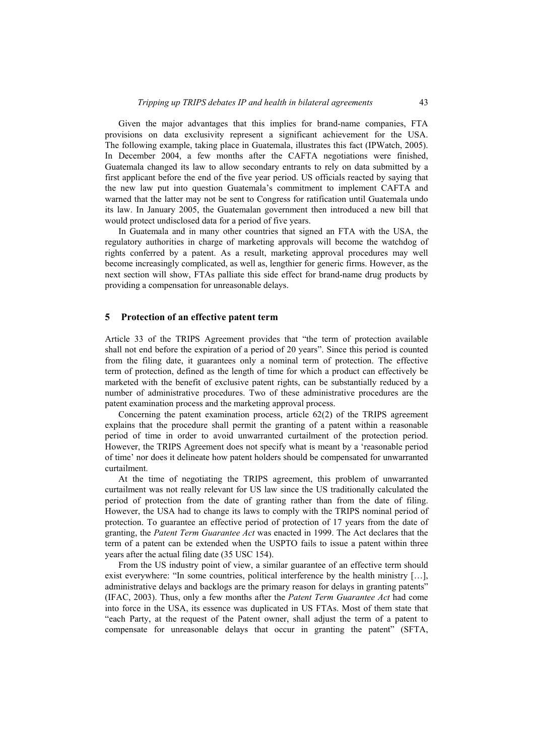Given the major advantages that this implies for brand-name companies, FTA provisions on data exclusivity represent a significant achievement for the USA. The following example, taking place in Guatemala, illustrates this fact (IPWatch, 2005). In December 2004, a few months after the CAFTA negotiations were finished, Guatemala changed its law to allow secondary entrants to rely on data submitted by a first applicant before the end of the five year period. US officials reacted by saying that the new law put into question Guatemala's commitment to implement CAFTA and warned that the latter may not be sent to Congress for ratification until Guatemala undo its law. In January 2005, the Guatemalan government then introduced a new bill that would protect undisclosed data for a period of five years.

In Guatemala and in many other countries that signed an FTA with the USA, the regulatory authorities in charge of marketing approvals will become the watchdog of rights conferred by a patent. As a result, marketing approval procedures may well become increasingly complicated, as well as, lengthier for generic firms. However, as the next section will show, FTAs palliate this side effect for brand-name drug products by providing a compensation for unreasonable delays.

## 5 Protection of an effective patent term

Article 33 of the TRIPS Agreement provides that "the term of protection available shall not end before the expiration of a period of 20 years". Since this period is counted from the filing date, it guarantees only a nominal term of protection. The effective term of protection, defined as the length of time for which a product can effectively be marketed with the benefit of exclusive patent rights, can be substantially reduced by a number of administrative procedures. Two of these administrative procedures are the patent examination process and the marketing approval process.

Concerning the patent examination process, article 62(2) of the TRIPS agreement explains that the procedure shall permit the granting of a patent within a reasonable period of time in order to avoid unwarranted curtailment of the protection period. However, the TRIPS Agreement does not specify what is meant by a 'reasonable period of time' nor does it delineate how patent holders should be compensated for unwarranted curtailment.

At the time of negotiating the TRIPS agreement, this problem of unwarranted curtailment was not really relevant for US law since the US traditionally calculated the period of protection from the date of granting rather than from the date of filing. However, the USA had to change its laws to comply with the TRIPS nominal period of protection. To guarantee an effective period of protection of 17 years from the date of granting, the *Patent Term Guarantee Act* was enacted in 1999. The Act declares that the term of a patent can be extended when the USPTO fails to issue a patent within three years after the actual filing date (35 USC 154).

From the US industry point of view, a similar guarantee of an effective term should exist everywhere: "In some countries, political interference by the health ministry […], administrative delays and backlogs are the primary reason for delays in granting patents" (IFAC, 2003). Thus, only a few months after the *Patent Term Guarantee Act* had come into force in the USA, its essence was duplicated in US FTAs. Most of them state that "each Party, at the request of the Patent owner, shall adjust the term of a patent to compensate for unreasonable delays that occur in granting the patent" (SFTA,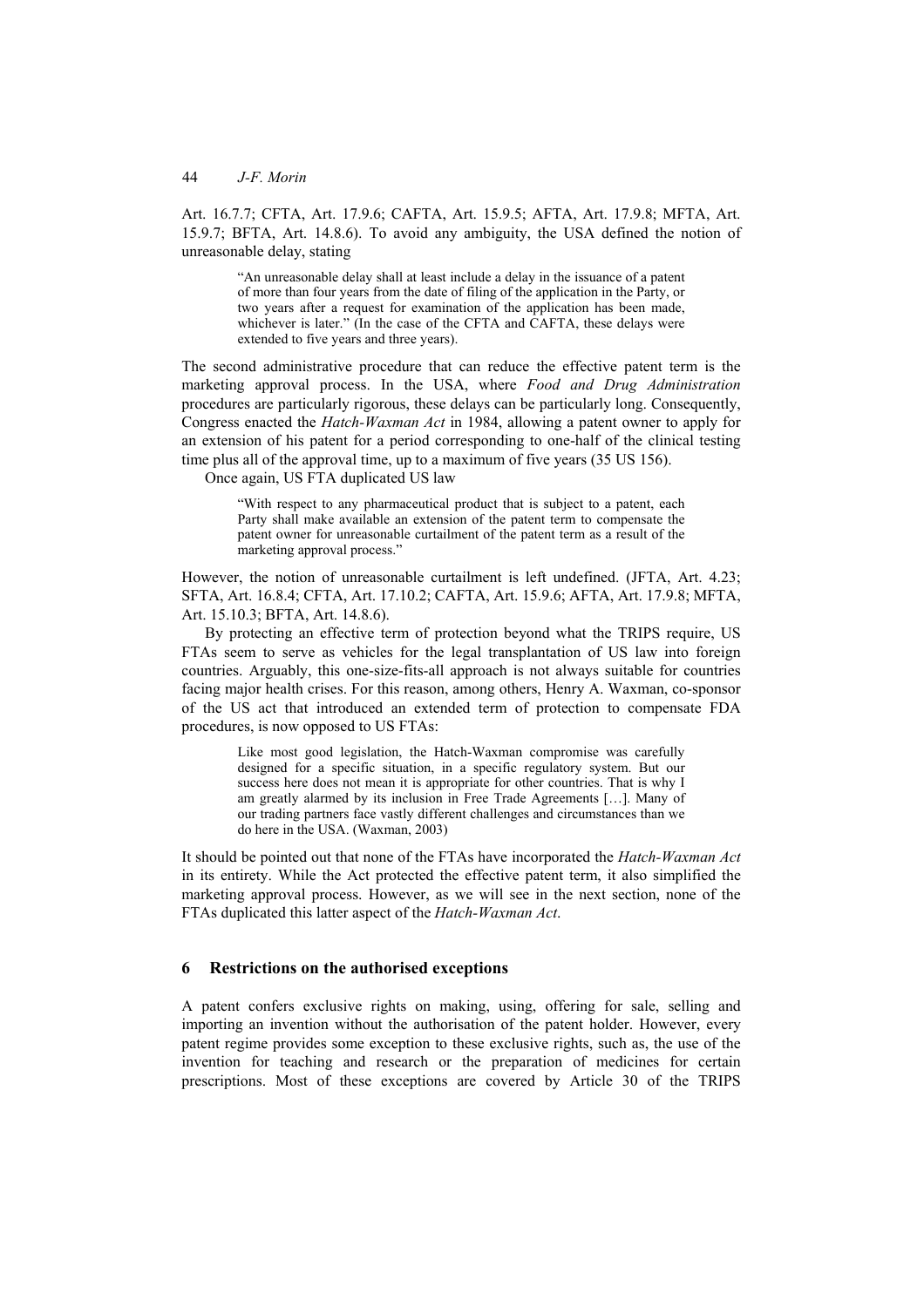Art. 16.7.7; CFTA, Art. 17.9.6; CAFTA, Art. 15.9.5; AFTA, Art. 17.9.8; MFTA, Art. 15.9.7; BFTA, Art. 14.8.6). To avoid any ambiguity, the USA defined the notion of unreasonable delay, stating

> "An unreasonable delay shall at least include a delay in the issuance of a patent of more than four years from the date of filing of the application in the Party, or two years after a request for examination of the application has been made, whichever is later." (In the case of the CFTA and CAFTA, these delays were extended to five years and three years).

The second administrative procedure that can reduce the effective patent term is the marketing approval process. In the USA, where *Food and Drug Administration* procedures are particularly rigorous, these delays can be particularly long. Consequently, Congress enacted the *Hatch-Waxman Act* in 1984, allowing a patent owner to apply for an extension of his patent for a period corresponding to one-half of the clinical testing time plus all of the approval time, up to a maximum of five years (35 US 156).

Once again, US FTA duplicated US law

> "With respect to any pharmaceutical product that is subject to a patent, each Party shall make available an extension of the patent term to compensate the patent owner for unreasonable curtailment of the patent term as a result of the marketing approval process."

However, the notion of unreasonable curtailment is left undefined. (JFTA, Art. 4.23; SFTA, Art. 16.8.4; CFTA, Art. 17.10.2; CAFTA, Art. 15.9.6; AFTA, Art. 17.9.8; MFTA, Art. 15.10.3; BFTA, Art. 14.8.6).

By protecting an effective term of protection beyond what the TRIPS require, US FTAs seem to serve as vehicles for the legal transplantation of US law into foreign countries. Arguably, this one-size-fits-all approach is not always suitable for countries facing major health crises. For this reason, among others, Henry A. Waxman, co-sponsor of the US act that introduced an extended term of protection to compensate FDA procedures, is now opposed to US FTAs:

> Like most good legislation, the Hatch-Waxman compromise was carefully designed for a specific situation, in a specific regulatory system. But our success here does not mean it is appropriate for other countries. That is why I am greatly alarmed by its inclusion in Free Trade Agreements […]. Many of our trading partners face vastly different challenges and circumstances than we do here in the USA. (Waxman, 2003)

It should be pointed out that none of the FTAs have incorporated the *Hatch-Waxman Act* in its entirety. While the Act protected the effective patent term, it also simplified the marketing approval process. However, as we will see in the next section, none of the FTAs duplicated this latter aspect of the *Hatch-Waxman Act*.

## 6 Restrictions on the authorised exceptions

A patent confers exclusive rights on making, using, offering for sale, selling and importing an invention without the authorisation of the patent holder. However, every patent regime provides some exception to these exclusive rights, such as, the use of the invention for teaching and research or the preparation of medicines for certain prescriptions. Most of these exceptions are covered by Article 30 of the TRIPS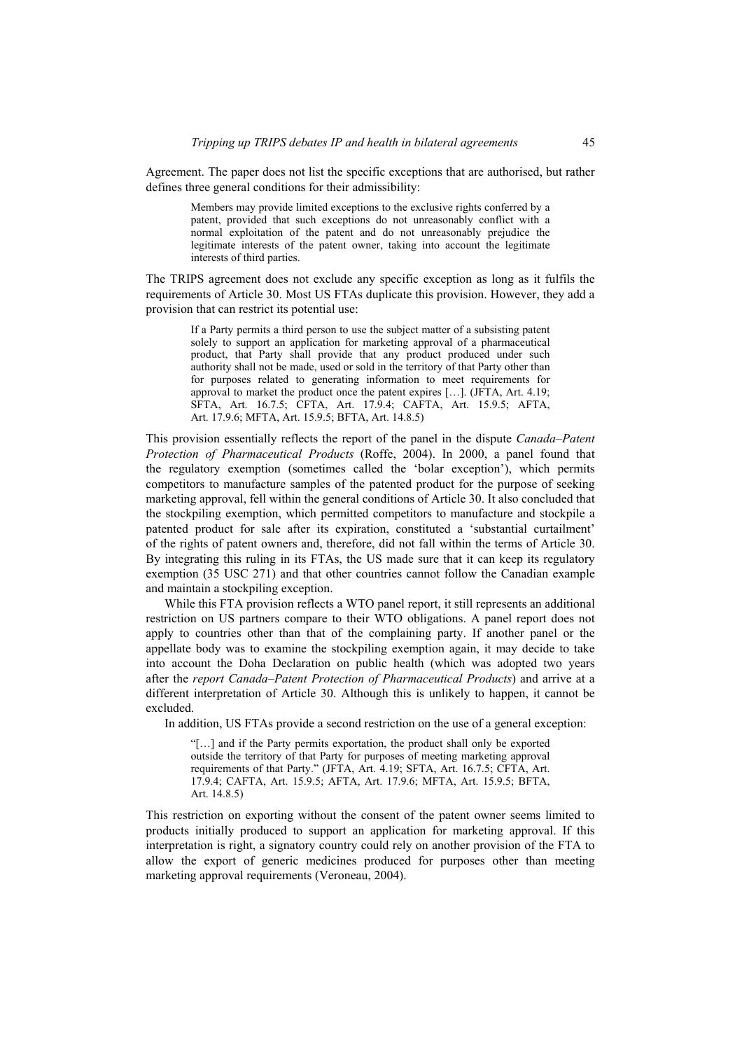Agreement. The paper does not list the specific exceptions that are authorised, but rather defines three general conditions for their admissibility:

> Members may provide limited exceptions to the exclusive rights conferred by a patent, provided that such exceptions do not unreasonably conflict with a normal exploitation of the patent and do not unreasonably prejudice the legitimate interests of the patent owner, taking into account the legitimate interests of third parties.

The TRIPS agreement does not exclude any specific exception as long as it fulfils the requirements of Article 30. Most US FTAs duplicate this provision. However, they add a provision that can restrict its potential use:

> If a Party permits a third person to use the subject matter of a subsisting patent solely to support an application for marketing approval of a pharmaceutical product, that Party shall provide that any product produced under such authority shall not be made, used or sold in the territory of that Party other than for purposes related to generating information to meet requirements for approval to market the product once the patent expires […]. (JFTA, Art. 4.19; SFTA, Art. 16.7.5; CFTA, Art. 17.9.4; CAFTA, Art. 15.9.5; AFTA, Art. 17.9.6; MFTA, Art. 15.9.5; BFTA, Art. 14.8.5)

This provision essentially reflects the report of the panel in the dispute *Canada–Patent Protection of Pharmaceutical Products* (Roffe, 2004). In 2000, a panel found that the regulatory exemption (sometimes called the 'bolar exception'), which permits competitors to manufacture samples of the patented product for the purpose of seeking marketing approval, fell within the general conditions of Article 30. It also concluded that the stockpiling exemption, which permitted competitors to manufacture and stockpile a patented product for sale after its expiration, constituted a 'substantial curtailment' of the rights of patent owners and, therefore, did not fall within the terms of Article 30. By integrating this ruling in its FTAs, the US made sure that it can keep its regulatory exemption (35 USC 271) and that other countries cannot follow the Canadian example and maintain a stockpiling exception.

While this FTA provision reflects a WTO panel report, it still represents an additional restriction on US partners compare to their WTO obligations. A panel report does not apply to countries other than that of the complaining party. If another panel or the appellate body was to examine the stockpiling exemption again, it may decide to take into account the Doha Declaration on public health (which was adopted two years after the *report Canada–Patent Protection of Pharmaceutical Products*) and arrive at a different interpretation of Article 30. Although this is unlikely to happen, it cannot be excluded.

In addition, US FTAs provide a second restriction on the use of a general exception:

> "[…] and if the Party permits exportation, the product shall only be exported outside the territory of that Party for purposes of meeting marketing approval requirements of that Party." (JFTA, Art. 4.19; SFTA, Art. 16.7.5; CFTA, Art. 17.9.4; CAFTA, Art. 15.9.5; AFTA, Art. 17.9.6; MFTA, Art. 15.9.5; BFTA, Art. 14.8.5)

This restriction on exporting without the consent of the patent owner seems limited to products initially produced to support an application for marketing approval. If this interpretation is right, a signatory country could rely on another provision of the FTA to allow the export of generic medicines produced for purposes other than meeting marketing approval requirements (Veroneau, 2004).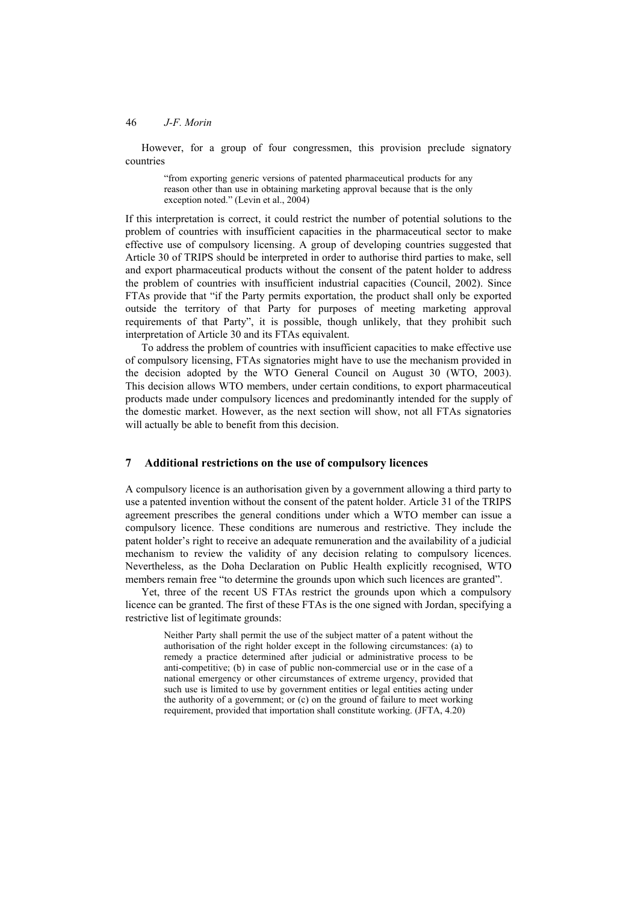However, for a group of four congressmen, this provision preclude signatory countries

> "from exporting generic versions of patented pharmaceutical products for any reason other than use in obtaining marketing approval because that is the only exception noted." (Levin et al., 2004)

If this interpretation is correct, it could restrict the number of potential solutions to the problem of countries with insufficient capacities in the pharmaceutical sector to make effective use of compulsory licensing. A group of developing countries suggested that Article 30 of TRIPS should be interpreted in order to authorise third parties to make, sell and export pharmaceutical products without the consent of the patent holder to address the problem of countries with insufficient industrial capacities (Council, 2002). Since FTAs provide that "if the Party permits exportation, the product shall only be exported outside the territory of that Party for purposes of meeting marketing approval requirements of that Party", it is possible, though unlikely, that they prohibit such interpretation of Article 30 and its FTAs equivalent.

To address the problem of countries with insufficient capacities to make effective use of compulsory licensing, FTAs signatories might have to use the mechanism provided in the decision adopted by the WTO General Council on August 30 (WTO, 2003). This decision allows WTO members, under certain conditions, to export pharmaceutical products made under compulsory licences and predominantly intended for the supply of the domestic market. However, as the next section will show, not all FTAs signatories will actually be able to benefit from this decision.

## 7 Additional restrictions on the use of compulsory licences

A compulsory licence is an authorisation given by a government allowing a third party to use a patented invention without the consent of the patent holder. Article 31 of the TRIPS agreement prescribes the general conditions under which a WTO member can issue a compulsory licence. These conditions are numerous and restrictive. They include the patent holder's right to receive an adequate remuneration and the availability of a judicial mechanism to review the validity of any decision relating to compulsory licences. Nevertheless, as the Doha Declaration on Public Health explicitly recognised, WTO members remain free "to determine the grounds upon which such licences are granted".

Yet, three of the recent US FTAs restrict the grounds upon which a compulsory licence can be granted. The first of these FTAs is the one signed with Jordan, specifying a restrictive list of legitimate grounds:

> Neither Party shall permit the use of the subject matter of a patent without the authorisation of the right holder except in the following circumstances: (a) to remedy a practice determined after judicial or administrative process to be anti-competitive; (b) in case of public non-commercial use or in the case of a national emergency or other circumstances of extreme urgency, provided that such use is limited to use by government entities or legal entities acting under the authority of a government; or (c) on the ground of failure to meet working requirement, provided that importation shall constitute working. (JFTA, 4.20)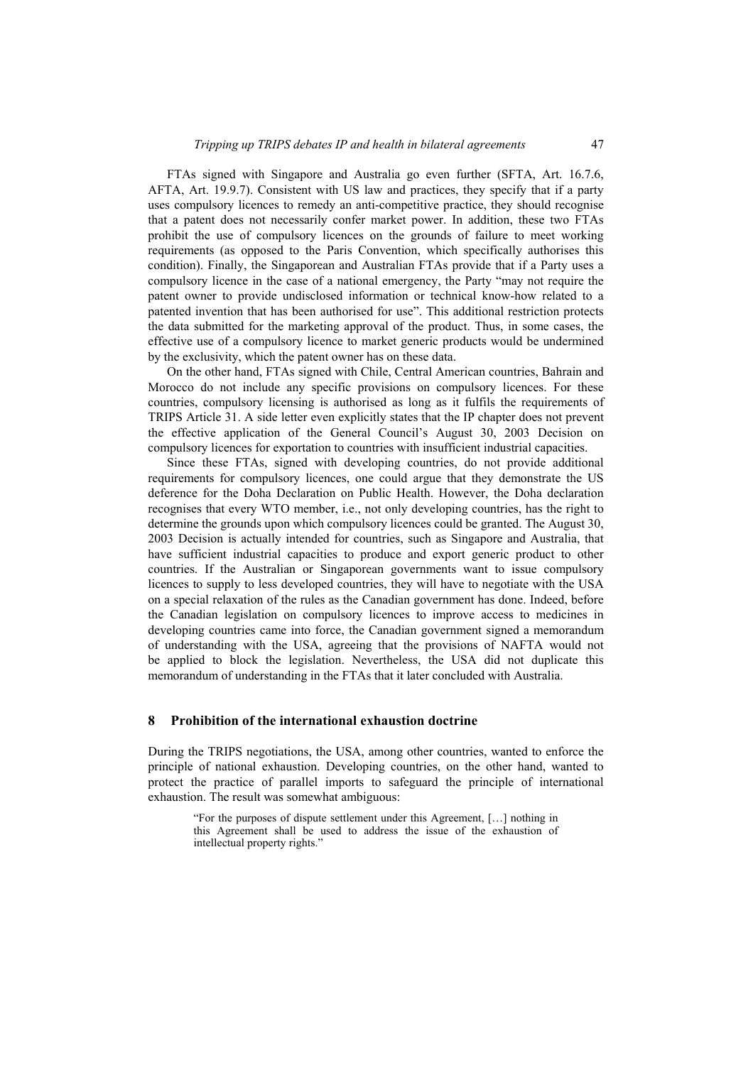FTAs signed with Singapore and Australia go even further (SFTA, Art. 16.7.6, AFTA, Art. 19.9.7). Consistent with US law and practices, they specify that if a party uses compulsory licences to remedy an anti-competitive practice, they should recognise that a patent does not necessarily confer market power. In addition, these two FTAs prohibit the use of compulsory licences on the grounds of failure to meet working requirements (as opposed to the Paris Convention, which specifically authorises this condition). Finally, the Singaporean and Australian FTAs provide that if a Party uses a compulsory licence in the case of a national emergency, the Party "may not require the patent owner to provide undisclosed information or technical know-how related to a patented invention that has been authorised for use". This additional restriction protects the data submitted for the marketing approval of the product. Thus, in some cases, the effective use of a compulsory licence to market generic products would be undermined by the exclusivity, which the patent owner has on these data.

On the other hand, FTAs signed with Chile, Central American countries, Bahrain and Morocco do not include any specific provisions on compulsory licences. For these countries, compulsory licensing is authorised as long as it fulfils the requirements of TRIPS Article 31. A side letter even explicitly states that the IP chapter does not prevent the effective application of the General Council's August 30, 2003 Decision on compulsory licences for exportation to countries with insufficient industrial capacities.

Since these FTAs, signed with developing countries, do not provide additional requirements for compulsory licences, one could argue that they demonstrate the US deference for the Doha Declaration on Public Health. However, the Doha declaration recognises that every WTO member, i.e., not only developing countries, has the right to determine the grounds upon which compulsory licences could be granted. The August 30, 2003 Decision is actually intended for countries, such as Singapore and Australia, that have sufficient industrial capacities to produce and export generic product to other countries. If the Australian or Singaporean governments want to issue compulsory licences to supply to less developed countries, they will have to negotiate with the USA on a special relaxation of the rules as the Canadian government has done. Indeed, before the Canadian legislation on compulsory licences to improve access to medicines in developing countries came into force, the Canadian government signed a memorandum of understanding with the USA, agreeing that the provisions of NAFTA would not be applied to block the legislation. Nevertheless, the USA did not duplicate this memorandum of understanding in the FTAs that it later concluded with Australia.

## 8 Prohibition of the international exhaustion doctrine

During the TRIPS negotiations, the USA, among other countries, wanted to enforce the principle of national exhaustion. Developing countries, on the other hand, wanted to protect the practice of parallel imports to safeguard the principle of international exhaustion. The result was somewhat ambiguous:

> "For the purposes of dispute settlement under this Agreement, […] nothing in this Agreement shall be used to address the issue of the exhaustion of intellectual property rights."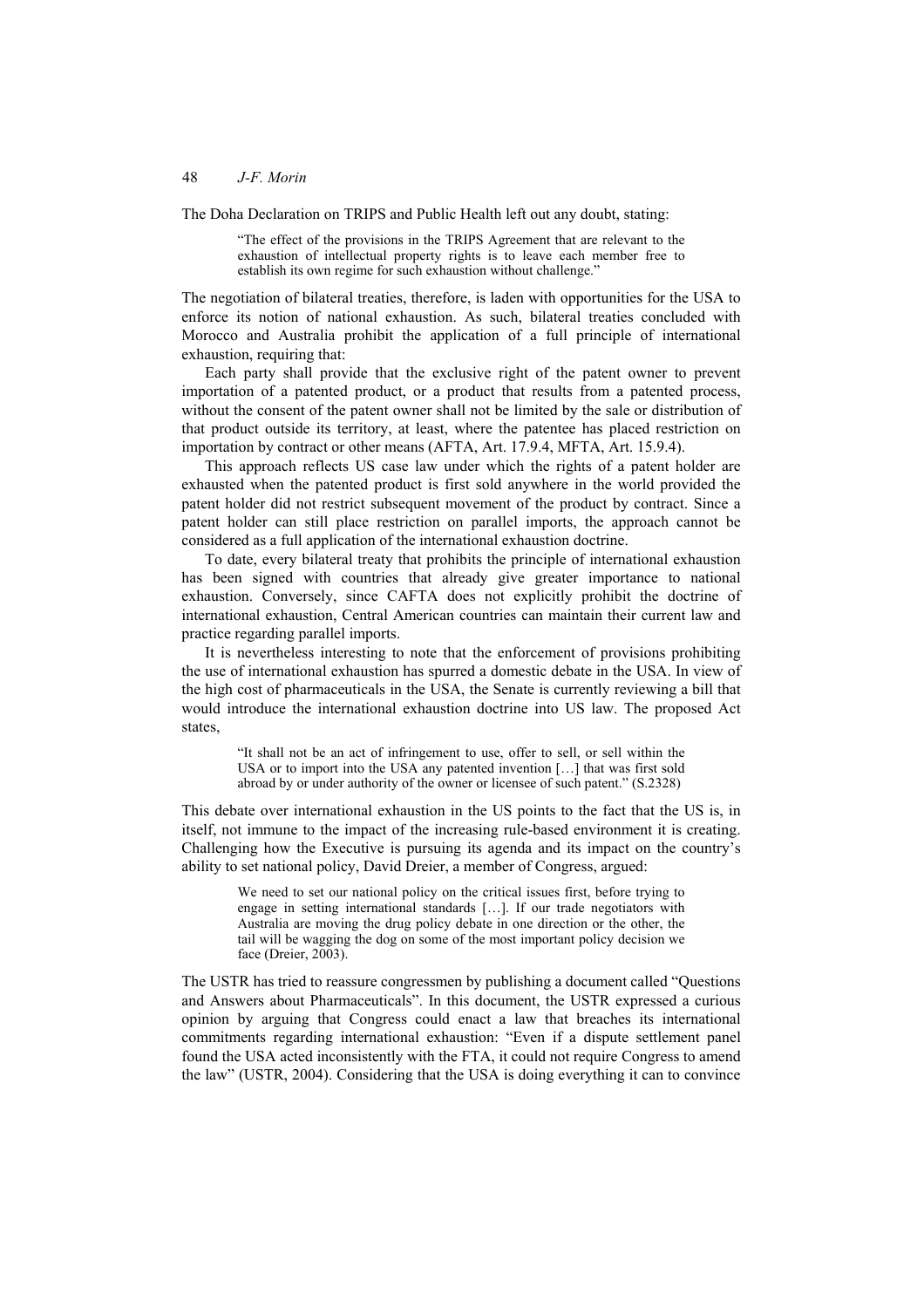The Doha Declaration on TRIPS and Public Health left out any doubt, stating:

> "The effect of the provisions in the TRIPS Agreement that are relevant to the exhaustion of intellectual property rights is to leave each member free to establish its own regime for such exhaustion without challenge."

The negotiation of bilateral treaties, therefore, is laden with opportunities for the USA to enforce its notion of national exhaustion. As such, bilateral treaties concluded with Morocco and Australia prohibit the application of a full principle of international exhaustion, requiring that:

Each party shall provide that the exclusive right of the patent owner to prevent importation of a patented product, or a product that results from a patented process, without the consent of the patent owner shall not be limited by the sale or distribution of that product outside its territory, at least, where the patentee has placed restriction on importation by contract or other means (AFTA, Art. 17.9.4, MFTA, Art. 15.9.4).

This approach reflects US case law under which the rights of a patent holder are exhausted when the patented product is first sold anywhere in the world provided the patent holder did not restrict subsequent movement of the product by contract. Since a patent holder can still place restriction on parallel imports, the approach cannot be considered as a full application of the international exhaustion doctrine.

To date, every bilateral treaty that prohibits the principle of international exhaustion has been signed with countries that already give greater importance to national exhaustion. Conversely, since CAFTA does not explicitly prohibit the doctrine of international exhaustion, Central American countries can maintain their current law and practice regarding parallel imports.

It is nevertheless interesting to note that the enforcement of provisions prohibiting the use of international exhaustion has spurred a domestic debate in the USA. In view of the high cost of pharmaceuticals in the USA, the Senate is currently reviewing a bill that would introduce the international exhaustion doctrine into US law. The proposed Act states,

> "It shall not be an act of infringement to use, offer to sell, or sell within the USA or to import into the USA any patented invention […] that was first sold abroad by or under authority of the owner or licensee of such patent." (S.2328)

This debate over international exhaustion in the US points to the fact that the US is, in itself, not immune to the impact of the increasing rule-based environment it is creating. Challenging how the Executive is pursuing its agenda and its impact on the country's ability to set national policy, David Dreier, a member of Congress, argued:

> We need to set our national policy on the critical issues first, before trying to engage in setting international standards […]. If our trade negotiators with Australia are moving the drug policy debate in one direction or the other, the tail will be wagging the dog on some of the most important policy decision we face (Dreier, 2003).

The USTR has tried to reassure congressmen by publishing a document called "Questions and Answers about Pharmaceuticals". In this document, the USTR expressed a curious opinion by arguing that Congress could enact a law that breaches its international commitments regarding international exhaustion: "Even if a dispute settlement panel found the USA acted inconsistently with the FTA, it could not require Congress to amend the law" (USTR, 2004). Considering that the USA is doing everything it can to convince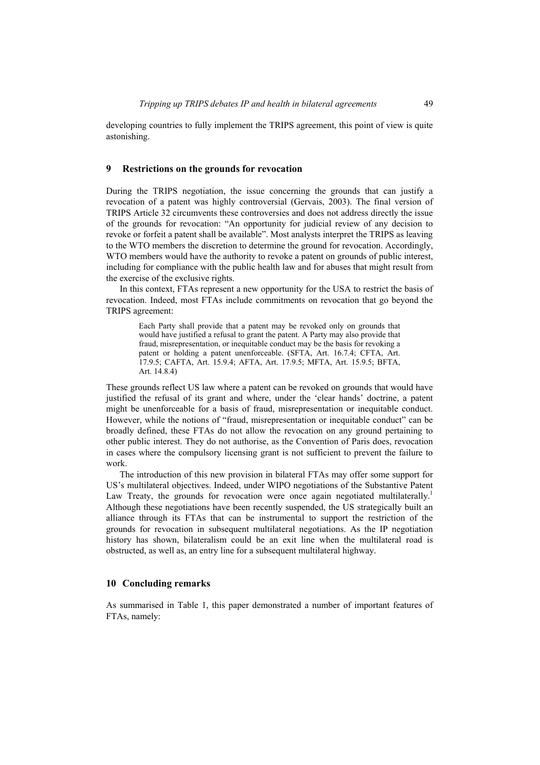developing countries to fully implement the TRIPS agreement, this point of view is quite astonishing.

## 9 Restrictions on the grounds for revocation

During the TRIPS negotiation, the issue concerning the grounds that can justify a revocation of a patent was highly controversial (Gervais, 2003). The final version of TRIPS Article 32 circumvents these controversies and does not address directly the issue of the grounds for revocation: "An opportunity for judicial review of any decision to revoke or forfeit a patent shall be available". Most analysts interpret the TRIPS as leaving to the WTO members the discretion to determine the ground for revocation. Accordingly, WTO members would have the authority to revoke a patent on grounds of public interest, including for compliance with the public health law and for abuses that might result from the exercise of the exclusive rights.

In this context, FTAs represent a new opportunity for the USA to restrict the basis of revocation. Indeed, most FTAs include commitments on revocation that go beyond the TRIPS agreement:

> Each Party shall provide that a patent may be revoked only on grounds that would have justified a refusal to grant the patent. A Party may also provide that fraud, misrepresentation, or inequitable conduct may be the basis for revoking a patent or holding a patent unenforceable. (SFTA, Art. 16.7.4; CFTA, Art. 17.9.5; CAFTA, Art. 15.9.4; AFTA, Art. 17.9.5; MFTA, Art. 15.9.5; BFTA, Art. 14.8.4)

These grounds reflect US law where a patent can be revoked on grounds that would have justified the refusal of its grant and where, under the 'clear hands' doctrine, a patent might be unenforceable for a basis of fraud, misrepresentation or inequitable conduct. However, while the notions of "fraud, misrepresentation or inequitable conduct" can be broadly defined, these FTAs do not allow the revocation on any ground pertaining to other public interest. They do not authorise, as the Convention of Paris does, revocation in cases where the compulsory licensing grant is not sufficient to prevent the failure to work.

The introduction of this new provision in bilateral FTAs may offer some support for US's multilateral objectives. Indeed, under WIPO negotiations of the Substantive Patent Law Treaty, the grounds for revocation were once again negotiated multilaterally.[1] Although these negotiations have been recently suspended, the US strategically built an alliance through its FTAs that can be instrumental to support the restriction of the grounds for revocation in subsequent multilateral negotiations. As the IP negotiation history has shown, bilateralism could be an exit line when the multilateral road is obstructed, as well as, an entry line for a subsequent multilateral highway.

## 10 Concluding remarks

As summarised in Table 1, this paper demonstrated a number of important features of FTAs, namely: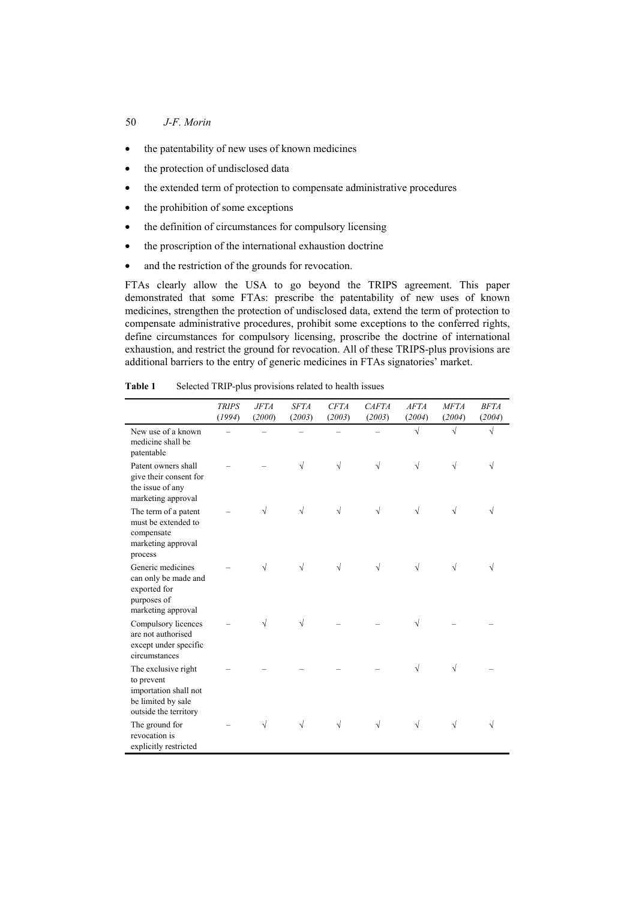- the patentability of new uses of known medicines
- the protection of undisclosed data
- the extended term of protection to compensate administrative procedures
- the prohibition of some exceptions
- the definition of circumstances for compulsory licensing
- the proscription of the international exhaustion doctrine
- and the restriction of the grounds for revocation.

FTAs clearly allow the USA to go beyond the TRIPS agreement. This paper demonstrated that some FTAs: prescribe the patentability of new uses of known medicines, strengthen the protection of undisclosed data, extend the term of protection to compensate administrative procedures, prohibit some exceptions to the conferred rights, define circumstances for compulsory licensing, proscribe the doctrine of international exhaustion, and restrict the ground for revocation. All of these TRIPS-plus provisions are additional barriers to the entry of generic medicines in FTAs signatories' market.

**Table 1** Selected TRIP-plus provisions related to health issues

| | *TRIPS* (*1994*) | *JFTA* (*2000*) | *SFTA* (*2003*) | *CFTA* (*2003*) | *CAFTA* (*2003*) | *AFTA* (*2004*) | *MFTA* (*2004*) | *BFTA* (*2004*) |
|---|---|---|---|---|---|---|---|---|
| New use of a known medicine shall be patentable | – | – | – | – | – | √ | √ | √ |
| Patent owners shall give their consent for the issue of any marketing approval | – | – | √ | √ | √ | √ | √ | √ |
| The term of a patent must be extended to compensate marketing approval process | – | √ | √ | √ | √ | √ | √ | √ |
| Generic medicines can only be made and exported for purposes of marketing approval | – | √ | √ | √ | √ | √ | √ | √ |
| Compulsory licences are not authorised except under specific circumstances | – | √ | √ | – | – | √ | – | – |
| The exclusive right to prevent importation shall not be limited by sale outside the territory | – | – | – | – | – | √ | √ | – |
| The ground for revocation is explicitly restricted | – | √ | √ | √ | √ | √ | √ | √ |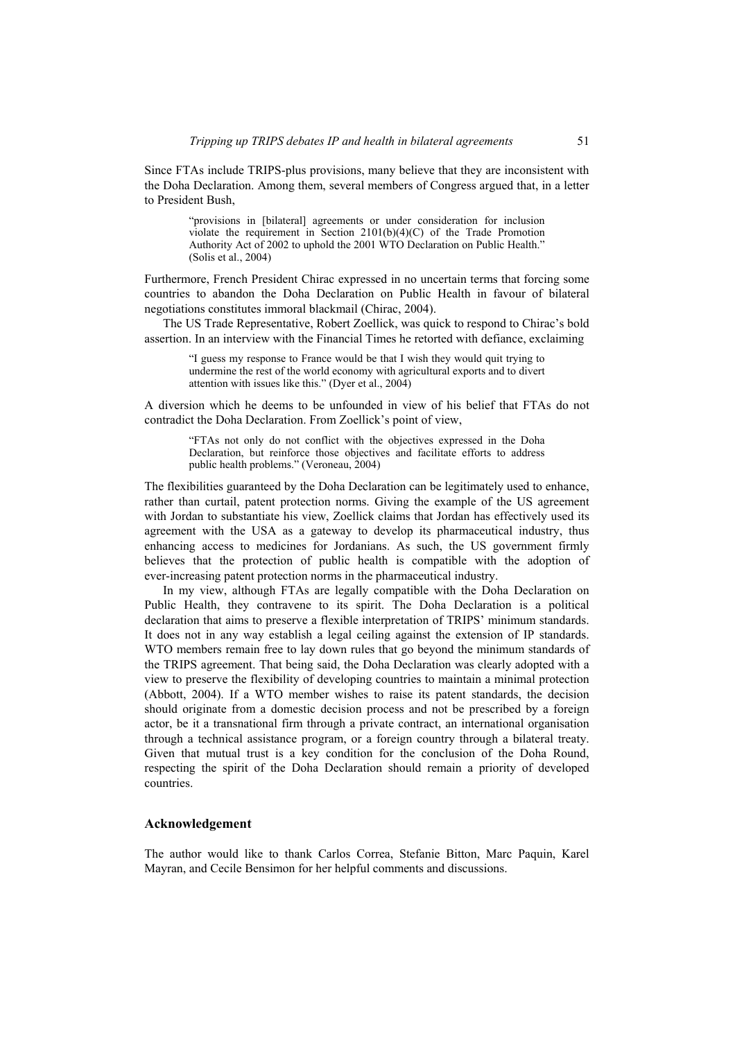Since FTAs include TRIPS-plus provisions, many believe that they are inconsistent with the Doha Declaration. Among them, several members of Congress argued that, in a letter to President Bush,

> "provisions in [bilateral] agreements or under consideration for inclusion violate the requirement in Section 2101(b)(4)(C) of the Trade Promotion Authority Act of 2002 to uphold the 2001 WTO Declaration on Public Health." (Solis et al., 2004)

Furthermore, French President Chirac expressed in no uncertain terms that forcing some countries to abandon the Doha Declaration on Public Health in favour of bilateral negotiations constitutes immoral blackmail (Chirac, 2004).

The US Trade Representative, Robert Zoellick, was quick to respond to Chirac's bold assertion. In an interview with the Financial Times he retorted with defiance, exclaiming

> "I guess my response to France would be that I wish they would quit trying to undermine the rest of the world economy with agricultural exports and to divert attention with issues like this." (Dyer et al., 2004)

A diversion which he deems to be unfounded in view of his belief that FTAs do not contradict the Doha Declaration. From Zoellick's point of view,

> "FTAs not only do not conflict with the objectives expressed in the Doha Declaration, but reinforce those objectives and facilitate efforts to address public health problems." (Veroneau, 2004)

The flexibilities guaranteed by the Doha Declaration can be legitimately used to enhance, rather than curtail, patent protection norms. Giving the example of the US agreement with Jordan to substantiate his view, Zoellick claims that Jordan has effectively used its agreement with the USA as a gateway to develop its pharmaceutical industry, thus enhancing access to medicines for Jordanians. As such, the US government firmly believes that the protection of public health is compatible with the adoption of ever-increasing patent protection norms in the pharmaceutical industry.

In my view, although FTAs are legally compatible with the Doha Declaration on Public Health, they contravene to its spirit. The Doha Declaration is a political declaration that aims to preserve a flexible interpretation of TRIPS' minimum standards. It does not in any way establish a legal ceiling against the extension of IP standards. WTO members remain free to lay down rules that go beyond the minimum standards of the TRIPS agreement. That being said, the Doha Declaration was clearly adopted with a view to preserve the flexibility of developing countries to maintain a minimal protection (Abbott, 2004). If a WTO member wishes to raise its patent standards, the decision should originate from a domestic decision process and not be prescribed by a foreign actor, be it a transnational firm through a private contract, an international organisation through a technical assistance program, or a foreign country through a bilateral treaty. Given that mutual trust is a key condition for the conclusion of the Doha Round, respecting the spirit of the Doha Declaration should remain a priority of developed countries.

## Acknowledgement

The author would like to thank Carlos Correa, Stefanie Bitton, Marc Paquin, Karel Mayran, and Cecile Bensimon for her helpful comments and discussions.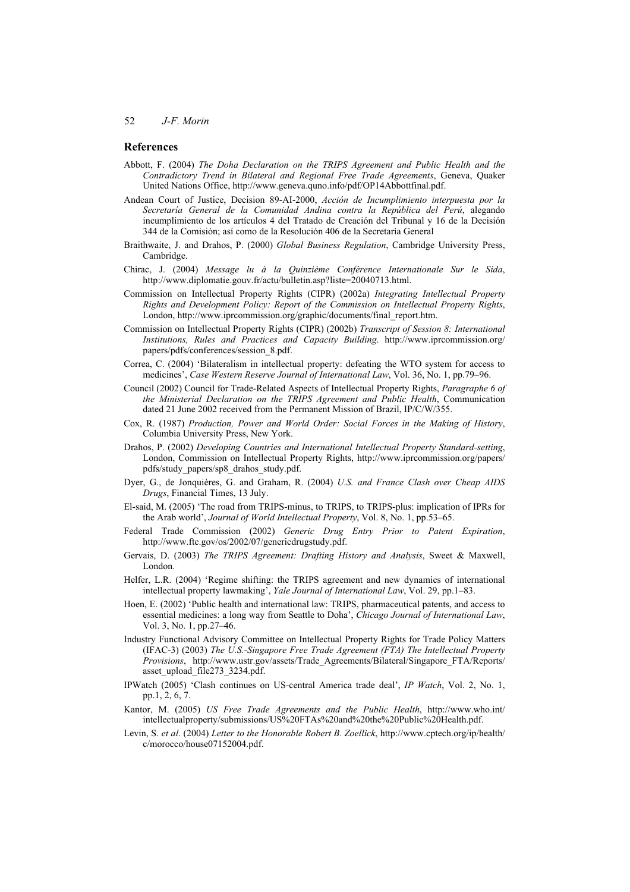## References

Abbott, F. (2004) *The Doha Declaration on the TRIPS Agreement and Public Health and the Contradictory Trend in Bilateral and Regional Free Trade Agreements*, Geneva, Quaker United Nations Office, http://www.geneva.quno.info/pdf/OP14Abbottfinal.pdf.

Andean Court of Justice, Decision 89-AI-2000, *Acción de Incumplimiento interpuesta por la Secretaría General de la Comunidad Andina contra la República del Perú*, alegando incumplimiento de los artículos 4 del Tratado de Creación del Tribunal y 16 de la Decisión 344 de la Comisión; así como de la Resolución 406 de la Secretaría General

Braithwaite, J. and Drahos, P. (2000) *Global Business Regulation*, Cambridge University Press, Cambridge.

Chirac, J. (2004) *Message lu à la Quinzième Conférence Internationale Sur le Sida*, http://www.diplomatie.gouv.fr/actu/bulletin.asp?liste=20040713.html.

Commission on Intellectual Property Rights (CIPR) (2002a) *Integrating Intellectual Property Rights and Development Policy: Report of the Commission on Intellectual Property Rights*, London, http://www.iprcommission.org/graphic/documents/final_report.htm.

Commission on Intellectual Property Rights (CIPR) (2002b) *Transcript of Session 8: International Institutions, Rules and Practices and Capacity Building*. http://www.iprcommission.org/papers/pdfs/conferences/session_8.pdf.

Correa, C. (2004) 'Bilateralism in intellectual property: defeating the WTO system for access to medicines', *Case Western Reserve Journal of International Law*, Vol. 36, No. 1, pp.79–96.

Council (2002) Council for Trade-Related Aspects of Intellectual Property Rights, *Paragraphe 6 of the Ministerial Declaration on the TRIPS Agreement and Public Health*, Communication dated 21 June 2002 received from the Permanent Mission of Brazil, IP/C/W/355.

Cox, R. (1987) *Production, Power and World Order: Social Forces in the Making of History*, Columbia University Press, New York.

Drahos, P. (2002) *Developing Countries and International Intellectual Property Standard-setting*, London, Commission on Intellectual Property Rights, http://www.iprcommission.org/papers/pdfs/study_papers/sp8_drahos_study.pdf.

Dyer, G., de Jonquières, G. and Graham, R. (2004) *U.S. and France Clash over Cheap AIDS Drugs*, Financial Times, 13 July.

El-said, M. (2005) 'The road from TRIPS-minus, to TRIPS, to TRIPS-plus: implication of IPRs for the Arab world', *Journal of World Intellectual Property*, Vol. 8, No. 1, pp.53–65.

Federal Trade Commission (2002) *Generic Drug Entry Prior to Patent Expiration*, http://www.ftc.gov/os/2002/07/genericdrugstudy.pdf.

Gervais, D. (2003) *The TRIPS Agreement: Drafting History and Analysis*, Sweet & Maxwell, London.

Helfer, L.R. (2004) 'Regime shifting: the TRIPS agreement and new dynamics of international intellectual property lawmaking', *Yale Journal of International Law*, Vol. 29, pp.1–83.

Hoen, E. (2002) 'Public health and international law: TRIPS, pharmaceutical patents, and access to essential medicines: a long way from Seattle to Doha', *Chicago Journal of International Law*, Vol. 3, No. 1, pp.27–46.

Industry Functional Advisory Committee on Intellectual Property Rights for Trade Policy Matters (IFAC-3) (2003) *The U.S.-Singapore Free Trade Agreement (FTA) The Intellectual Property Provisions*, http://www.ustr.gov/assets/Trade_Agreements/Bilateral/Singapore_FTA/Reports/asset_upload_file273_3234.pdf.

IPWatch (2005) 'Clash continues on US-central America trade deal', *IP Watch*, Vol. 2, No. 1, pp.1, 2, 6, 7.

Kantor, M. (2005) *US Free Trade Agreements and the Public Health*, http://www.who.int/intellectualproperty/submissions/US%20FTAs%20and%20the%20Public%20Health.pdf.

Levin, S. *et al*. (2004) *Letter to the Honorable Robert B. Zoellick*, http://www.cptech.org/ip/health/c/morocco/house07152004.pdf.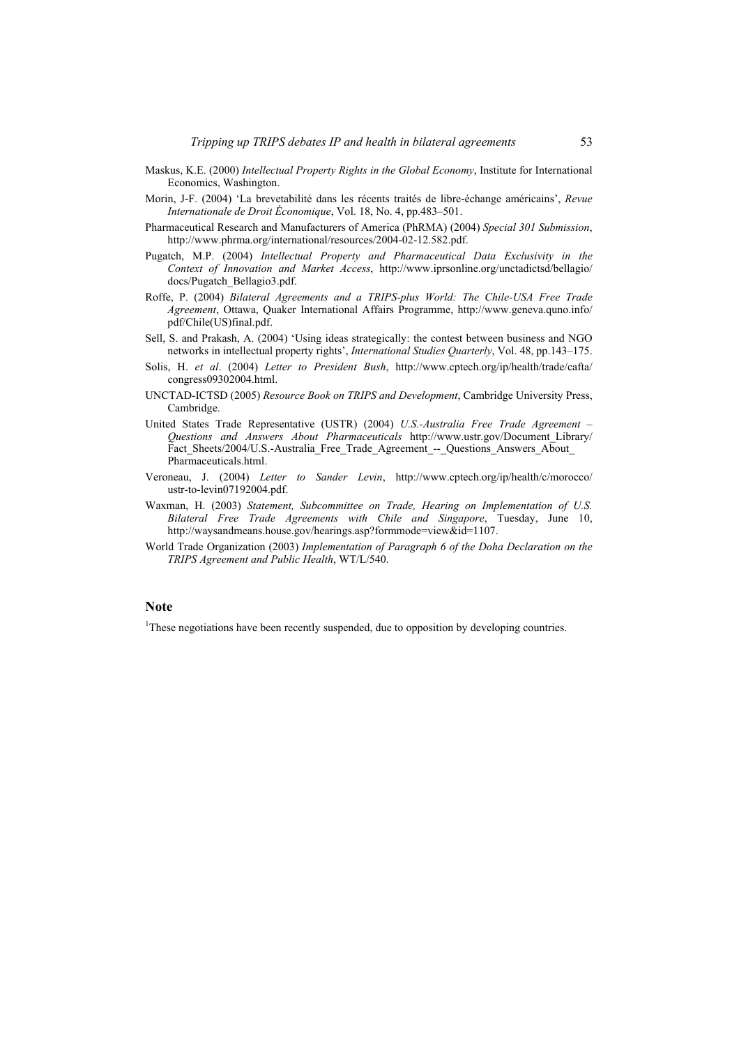Maskus, K.E. (2000) *Intellectual Property Rights in the Global Economy*, Institute for International Economics, Washington.

Morin, J-F. (2004) 'La brevetabilité dans les récents traités de libre-échange américains', *Revue Internationale de Droit Économique*, Vol. 18, No. 4, pp.483–501.

Pharmaceutical Research and Manufacturers of America (PhRMA) (2004) *Special 301 Submission*, http://www.phrma.org/international/resources/2004-02-12.582.pdf.

Pugatch, M.P. (2004) *Intellectual Property and Pharmaceutical Data Exclusivity in the Context of Innovation and Market Access*, http://www.iprsonline.org/unctadictsd/bellagio/docs/Pugatch_Bellagio3.pdf.

Roffe, P. (2004) *Bilateral Agreements and a TRIPS-plus World: The Chile-USA Free Trade Agreement*, Ottawa, Quaker International Affairs Programme, http://www.geneva.quno.info/pdf/Chile(US)final.pdf.

Sell, S. and Prakash, A. (2004) 'Using ideas strategically: the contest between business and NGO networks in intellectual property rights', *International Studies Quarterly*, Vol. 48, pp.143–175.

Solis, H. *et al*. (2004) *Letter to President Bush*, http://www.cptech.org/ip/health/trade/cafta/congress09302004.html.

UNCTAD-ICTSD (2005) *Resource Book on TRIPS and Development*, Cambridge University Press, Cambridge.

United States Trade Representative (USTR) (2004) *U.S.-Australia Free Trade Agreement – Questions and Answers About Pharmaceuticals* http://www.ustr.gov/Document_Library/Fact_Sheets/2004/U.S.-Australia_Free_Trade_Agreement_--_Questions_Answers_About_Pharmaceuticals.html.

Veroneau, J. (2004) *Letter to Sander Levin*, http://www.cptech.org/ip/health/c/morocco/ustr-to-levin07192004.pdf.

Waxman, H. (2003) *Statement, Subcommittee on Trade, Hearing on Implementation of U.S. Bilateral Free Trade Agreements with Chile and Singapore*, Tuesday, June 10, http://waysandmeans.house.gov/hearings.asp?formmode=view&id=1107.

World Trade Organization (2003) *Implementation of Paragraph 6 of the Doha Declaration on the TRIPS Agreement and Public Health*, WT/L/540.

## Note

[1]These negotiations have been recently suspended, due to opposition by developing countries.